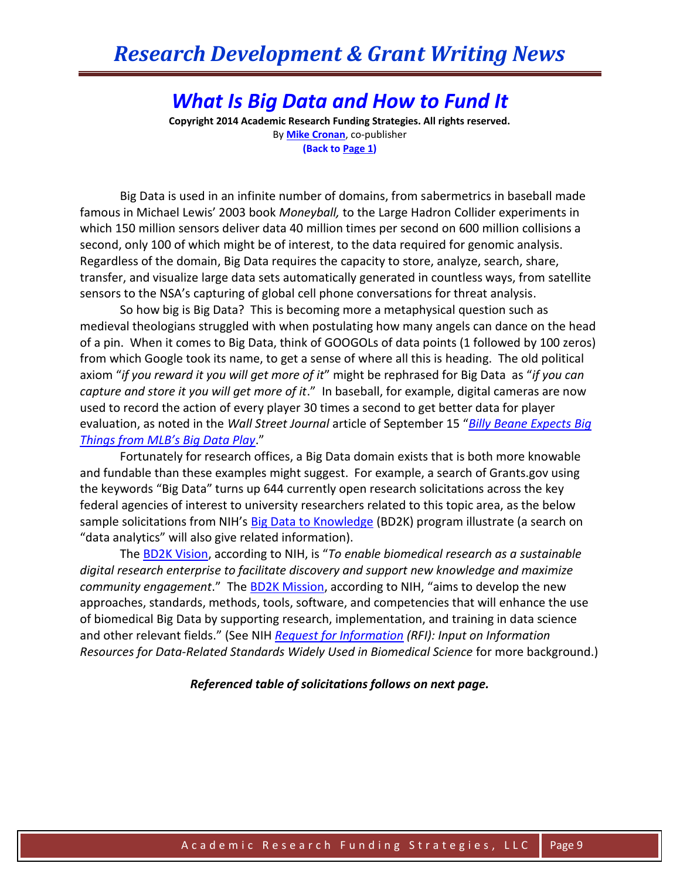# What Is Big Data and How to Fund It

**Copyright 2014 Academic Research Funding Strategies. All rights reserved.**

By **Mike Cronan**, co-publisher

**(Back to Page 1)**

Big Data is used in an infinite number of domains, from sabermetrics in baseball made famous in Michael Lewis' 2003 book *Moneyball,* to the Large Hadron Collider experiments in which 150 million sensors deliver data 40 million times per second on 600 million collisions a second, only 100 of which might be of interest, to the data required for genomic analysis. Regardless of the domain, Big Data requires the capacity to store, analyze, search, share, transfer, and visualize large data sets automatically generated in countless ways, from satellite sensors to the NSA's capturing of global cell phone conversations for threat analysis.

So how big is Big Data? This is becoming more a metaphysical question such as medieval theologians struggled with when postulating how many angels can dance on the head of a pin. When it comes to Big Data, think of GOOGOLs of data points (1 followed by 100 zeros) from which Google took its name, to get a sense of where all this is heading. The old political axiom "*if you reward it you will get more of it*" might be rephrased for Big Data as "*if you can capture and store it you will get more of it*." In baseball, for example, digital cameras are now used to record the action of every player 30 times a second to get better data for player evaluation, as noted in the *Wall Street Journal* article of September 15 "*Billy Beane Expects Big Things from MLB's Big Data Play*."

Fortunately for research offices, a Big Data domain exists that is both more knowable and fundable than these examples might suggest. For example, a search of Grants.gov using the keywords "Big Data" turns up 644 currently open research solicitations across the key federal agencies of interest to university researchers related to this topic area, as the below sample solicitations from NIH's Big Data to Knowledge (BD2K) program illustrate (a search on "data analytics" will also give related information).

The BD2K Vision, according to NIH, is "*To enable biomedical research as a sustainable digital research enterprise to facilitate discovery and support new knowledge and maximize community engagement*." The BD2K Mission, according to NIH, "aims to develop the new approaches, standards, methods, tools, software, and competencies that will enhance the use of biomedical Big Data by supporting research, implementation, and training in data science and other relevant fields." (See NIH *Request for Information (RFI): Input on Information Resources for Data-Related Standards Widely Used in Biomedical Science* for more background.)

***Referenced table of solicitations follows on next page.***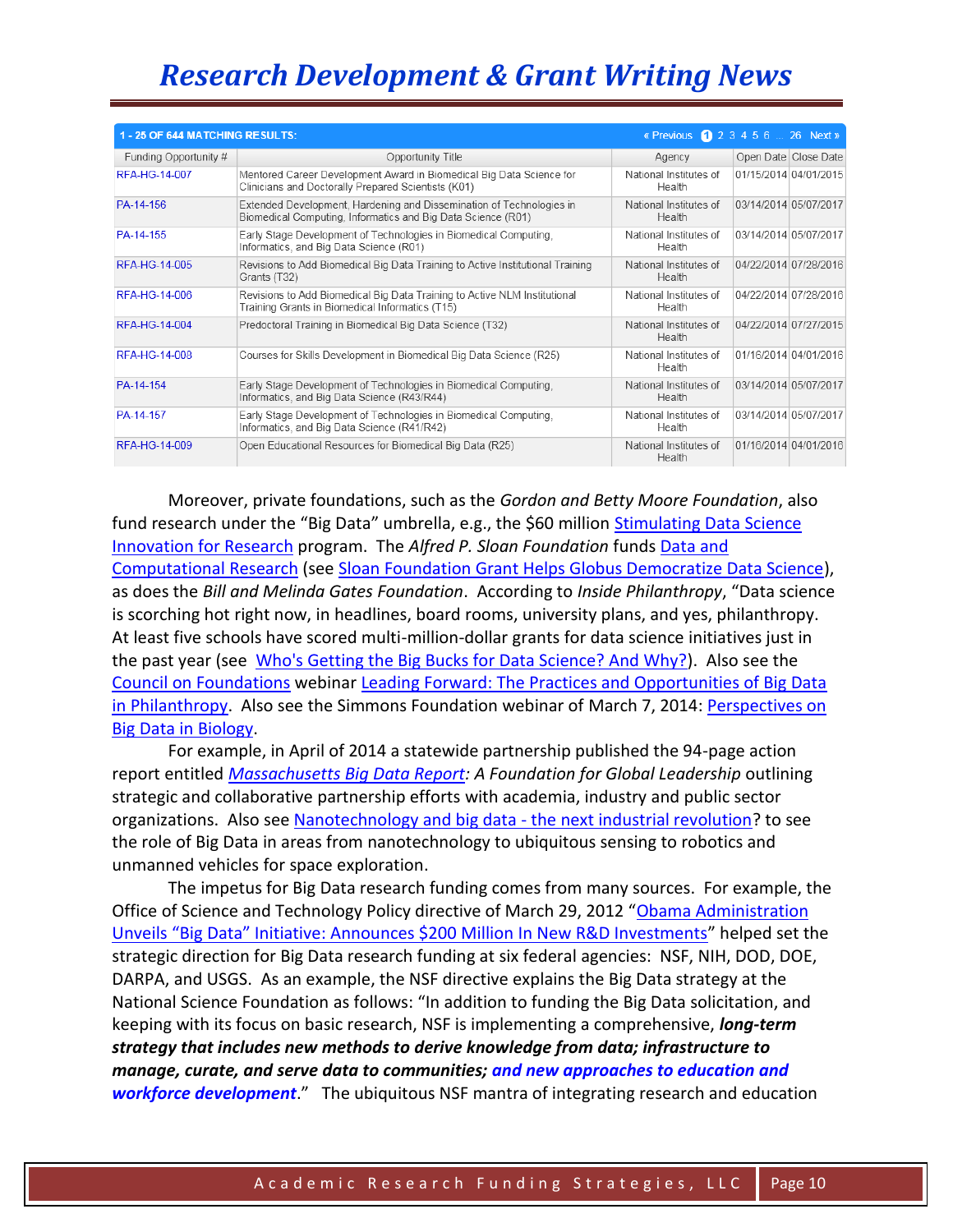| 1 - 25 OF 644 MATCHING RESULTS: | | « Previous 1 2 3 4 5 6 ... 26 Next » | | |
|---|---|---|---|---|
| Funding Opportunity # | Opportunity Title | Agency | Open Date | Close Date |
| RFA-HG-14-007 | Mentored Career Development Award in Biomedical Big Data Science for Clinicians and Doctorally Prepared Scientists (K01) | National Institutes of Health | 01/15/2014 | 04/01/2015 |
| PA-14-156 | Extended Development, Hardening and Dissemination of Technologies in Biomedical Computing, Informatics and Big Data Science (R01) | National Institutes of Health | 03/14/2014 | 05/07/2017 |
| PA-14-155 | Early Stage Development of Technologies in Biomedical Computing, Informatics, and Big Data Science (R01) | National Institutes of Health | 03/14/2014 | 05/07/2017 |
| RFA-HG-14-005 | Revisions to Add Biomedical Big Data Training to Active Institutional Training Grants (T32) | National Institutes of Health | 04/22/2014 | 07/28/2016 |
| RFA-HG-14-006 | Revisions to Add Biomedical Big Data Training to Active NLM Institutional Training Grants in Biomedical Informatics (T15) | National Institutes of Health | 04/22/2014 | 07/28/2016 |
| RFA-HG-14-004 | Predoctoral Training in Biomedical Big Data Science (T32) | National Institutes of Health | 04/22/2014 | 07/27/2015 |
| RFA-HG-14-008 | Courses for Skills Development in Biomedical Big Data Science (R25) | National Institutes of Health | 01/16/2014 | 04/01/2016 |
| PA-14-154 | Early Stage Development of Technologies in Biomedical Computing, Informatics, and Big Data Science (R43/R44) | National Institutes of Health | 03/14/2014 | 05/07/2017 |
| PA-14-157 | Early Stage Development of Technologies in Biomedical Computing, Informatics, and Big Data Science (R41/R42) | National Institutes of Health | 03/14/2014 | 05/07/2017 |
| RFA-HG-14-009 | Open Educational Resources for Biomedical Big Data (R25) | National Institutes of Health | 01/16/2014 | 04/01/2016 |

Moreover, private foundations, such as the *Gordon and Betty Moore Foundation*, also fund research under the "Big Data" umbrella, e.g., the $60 million Stimulating Data Science Innovation for Research program. The *Alfred P. Sloan Foundation* funds Data and Computational Research (see Sloan Foundation Grant Helps Globus Democratize Data Science), as does the *Bill and Melinda Gates Foundation*. According to *Inside Philanthropy*, "Data science is scorching hot right now, in headlines, board rooms, university plans, and yes, philanthropy. At least five schools have scored multi-million-dollar grants for data science initiatives just in the past year (see Who's Getting the Big Bucks for Data Science? And Why?). Also see the Council on Foundations webinar Leading Forward: The Practices and Opportunities of Big Data in Philanthropy. Also see the Simmons Foundation webinar of March 7, 2014: Perspectives on Big Data in Biology.

For example, in April of 2014 a statewide partnership published the 94-page action report entitled *Massachusetts Big Data Report: A Foundation for Global Leadership* outlining strategic and collaborative partnership efforts with academia, industry and public sector organizations. Also see Nanotechnology and big data - the next industrial revolution? to see the role of Big Data in areas from nanotechnology to ubiquitous sensing to robotics and unmanned vehicles for space exploration.

The impetus for Big Data research funding comes from many sources. For example, the Office of Science and Technology Policy directive of March 29, 2012 "Obama Administration Unveils "Big Data" Initiative: Announces $200 Million In New R&D Investments" helped set the strategic direction for Big Data research funding at six federal agencies: NSF, NIH, DOD, DOE, DARPA, and USGS. As an example, the NSF directive explains the Big Data strategy at the National Science Foundation as follows: "In addition to funding the Big Data solicitation, and keeping with its focus on basic research, NSF is implementing a comprehensive, ***long-term strategy that includes new methods to derive knowledge from data; infrastructure to manage, curate, and serve data to communities; and new approaches to education and workforce development***." The ubiquitous NSF mantra of integrating research and education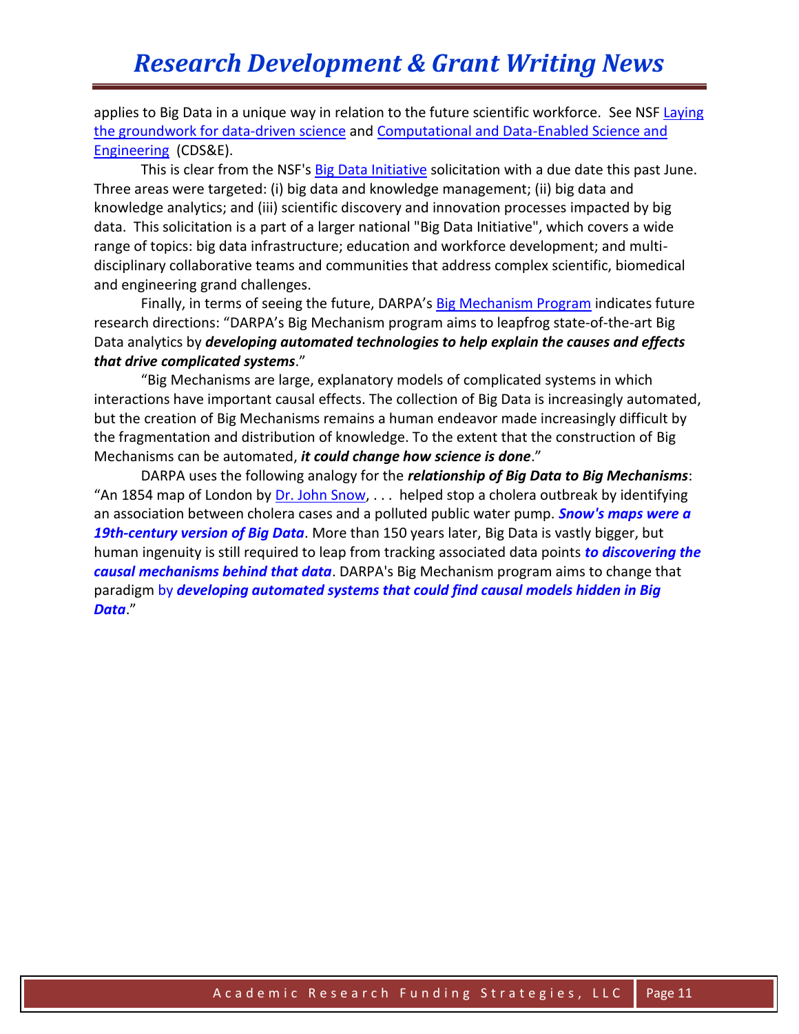applies to Big Data in a unique way in relation to the future scientific workforce. See NSF [Laying the groundwork for data-driven science] and [Computational and Data-Enabled Science and Engineering] (CDS&E).

This is clear from the NSF's [Big Data Initiative] solicitation with a due date this past June. Three areas were targeted: (i) big data and knowledge management; (ii) big data and knowledge analytics; and (iii) scientific discovery and innovation processes impacted by big data. This solicitation is a part of a larger national "Big Data Initiative", which covers a wide range of topics: big data infrastructure; education and workforce development; and multi-disciplinary collaborative teams and communities that address complex scientific, biomedical and engineering grand challenges.

Finally, in terms of seeing the future, DARPA's [Big Mechanism Program] indicates future research directions: "DARPA's Big Mechanism program aims to leapfrog state-of-the-art Big Data analytics by ***developing automated technologies to help explain the causes and effects that drive complicated systems***."

"Big Mechanisms are large, explanatory models of complicated systems in which interactions have important causal effects. The collection of Big Data is increasingly automated, but the creation of Big Mechanisms remains a human endeavor made increasingly difficult by the fragmentation and distribution of knowledge. To the extent that the construction of Big Mechanisms can be automated, ***it could change how science is done***."

DARPA uses the following analogy for the ***relationship of Big Data to Big Mechanisms***: "An 1854 map of London by [Dr. John Snow], . . . helped stop a cholera outbreak by identifying an association between cholera cases and a polluted public water pump. ***Snow's maps were a 19th-century version of Big Data***. More than 150 years later, Big Data is vastly bigger, but human ingenuity is still required to leap from tracking associated data points ***to discovering the causal mechanisms behind that data***. DARPA's Big Mechanism program aims to change that paradigm by ***developing automated systems that could find causal models hidden in Big Data***."